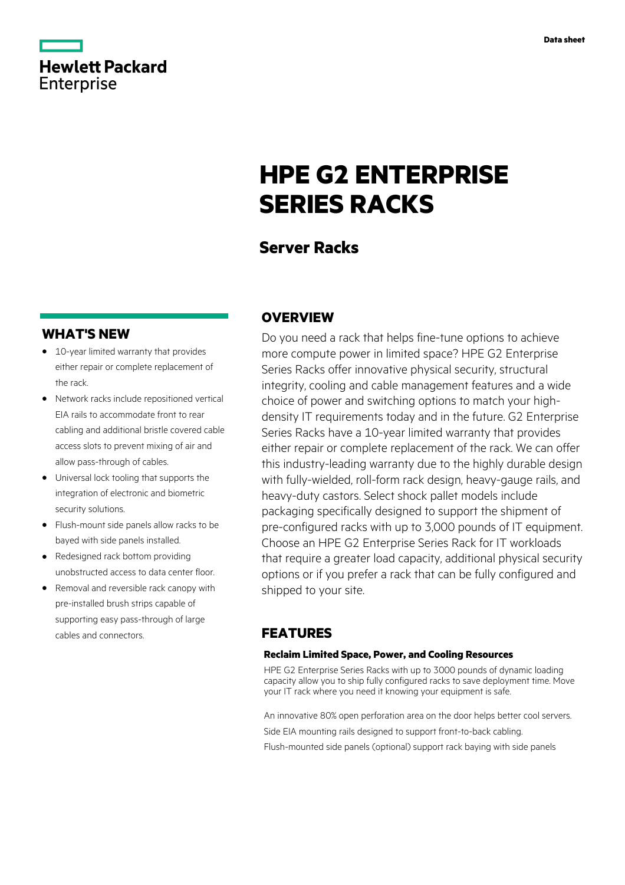Data sheet

Hewlett Packard Enterprise

# HPE G2 ENTERPRISE SERIES RACKS

## Server Racks

## WHAT'S NEW

- 10-year limited warranty that provides either repair or complete replacement of the rack.
- Network racks include repositioned vertical EIA rails to accommodate front to rear cabling and additional bristle covered cable access slots to prevent mixing of air and allow pass-through of cables.
- Universal lock tooling that supports the integration of electronic and biometric security solutions.
- Flush-mount side panels allow racks to be bayed with side panels installed.
- Redesigned rack bottom providing unobstructed access to data center floor.
- Removal and reversible rack canopy with pre-installed brush strips capable of supporting easy pass-through of large cables and connectors.

## OVERVIEW

Do you need a rack that helps fine-tune options to achieve more compute power in limited space? HPE G2 Enterprise Series Racks offer innovative physical security, structural integrity, cooling and cable management features and a wide choice of power and switching options to match your high-density IT requirements today and in the future. G2 Enterprise Series Racks have a 10-year limited warranty that provides either repair or complete replacement of the rack. We can offer this industry-leading warranty due to the highly durable design with fully-wielded, roll-form rack design, heavy-gauge rails, and heavy-duty castors. Select shock pallet models include packaging specifically designed to support the shipment of pre-configured racks with up to 3,000 pounds of IT equipment. Choose an HPE G2 Enterprise Series Rack for IT workloads that require a greater load capacity, additional physical security options or if you prefer a rack that can be fully configured and shipped to your site.

## FEATURES

### Reclaim Limited Space, Power, and Cooling Resources

HPE G2 Enterprise Series Racks with up to 3000 pounds of dynamic loading capacity allow you to ship fully configured racks to save deployment time. Move your IT rack where you need it knowing your equipment is safe.

An innovative 80% open perforation area on the door helps better cool servers.

Side EIA mounting rails designed to support front-to-back cabling.

Flush-mounted side panels (optional) support rack baying with side panels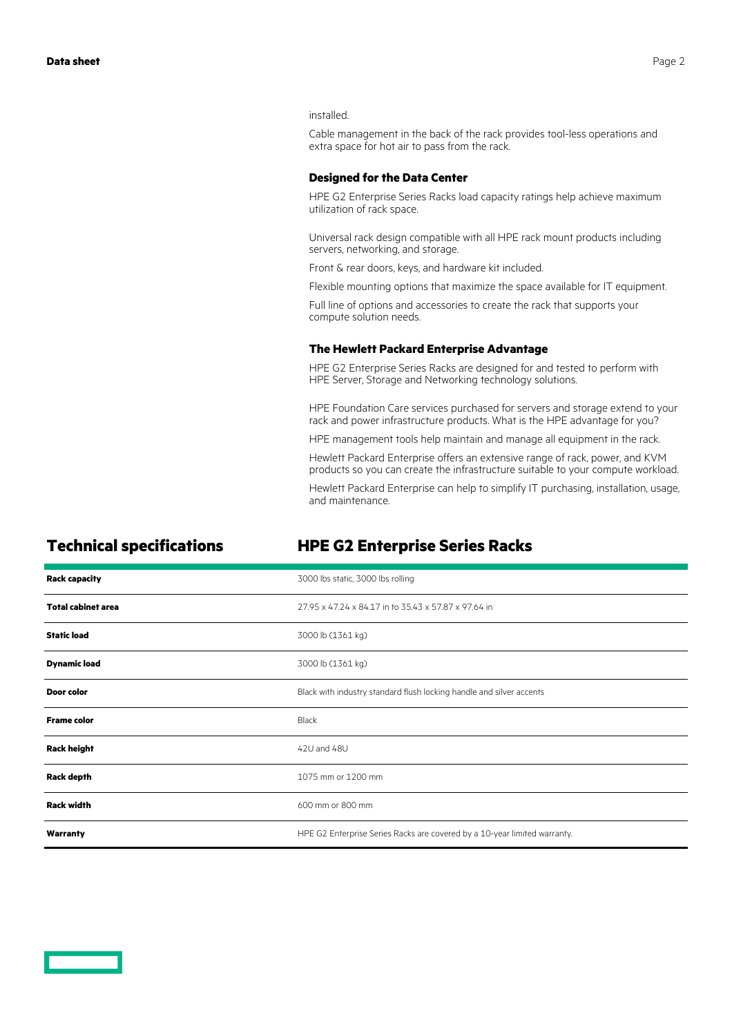installed.

Cable management in the back of the rack provides tool-less operations and extra space for hot air to pass from the rack.

### Designed for the Data Center

HPE G2 Enterprise Series Racks load capacity ratings help achieve maximum utilization of rack space.

Universal rack design compatible with all HPE rack mount products including servers, networking, and storage.

Front & rear doors, keys, and hardware kit included.

Flexible mounting options that maximize the space available for IT equipment.

Full line of options and accessories to create the rack that supports your compute solution needs.

### The Hewlett Packard Enterprise Advantage

HPE G2 Enterprise Series Racks are designed for and tested to perform with HPE Server, Storage and Networking technology solutions.

HPE Foundation Care services purchased for servers and storage extend to your rack and power infrastructure products. What is the HPE advantage for you?

HPE management tools help maintain and manage all equipment in the rack.

Hewlett Packard Enterprise offers an extensive range of rack, power, and KVM products so you can create the infrastructure suitable to your compute workload.

Hewlett Packard Enterprise can help to simplify IT purchasing, installation, usage, and maintenance.

## Technical specifications

| | HPE G2 Enterprise Series Racks |
|---|---|
| **Rack capacity** | 3000 lbs static, 3000 lbs rolling |
| **Total cabinet area** | 27.95 x 47.24 x 84.17 in to 35.43 x 57.87 x 97.64 in |
| **Static load** | 3000 lb (1361 kg) |
| **Dynamic load** | 3000 lb (1361 kg) |
| **Door color** | Black with industry standard flush locking handle and silver accents |
| **Frame color** | Black |
| **Rack height** | 42U and 48U |
| **Rack depth** | 1075 mm or 1200 mm |
| **Rack width** | 600 mm or 800 mm |
| **Warranty** | HPE G2 Enterprise Series Racks are covered by a 10-year limited warranty. |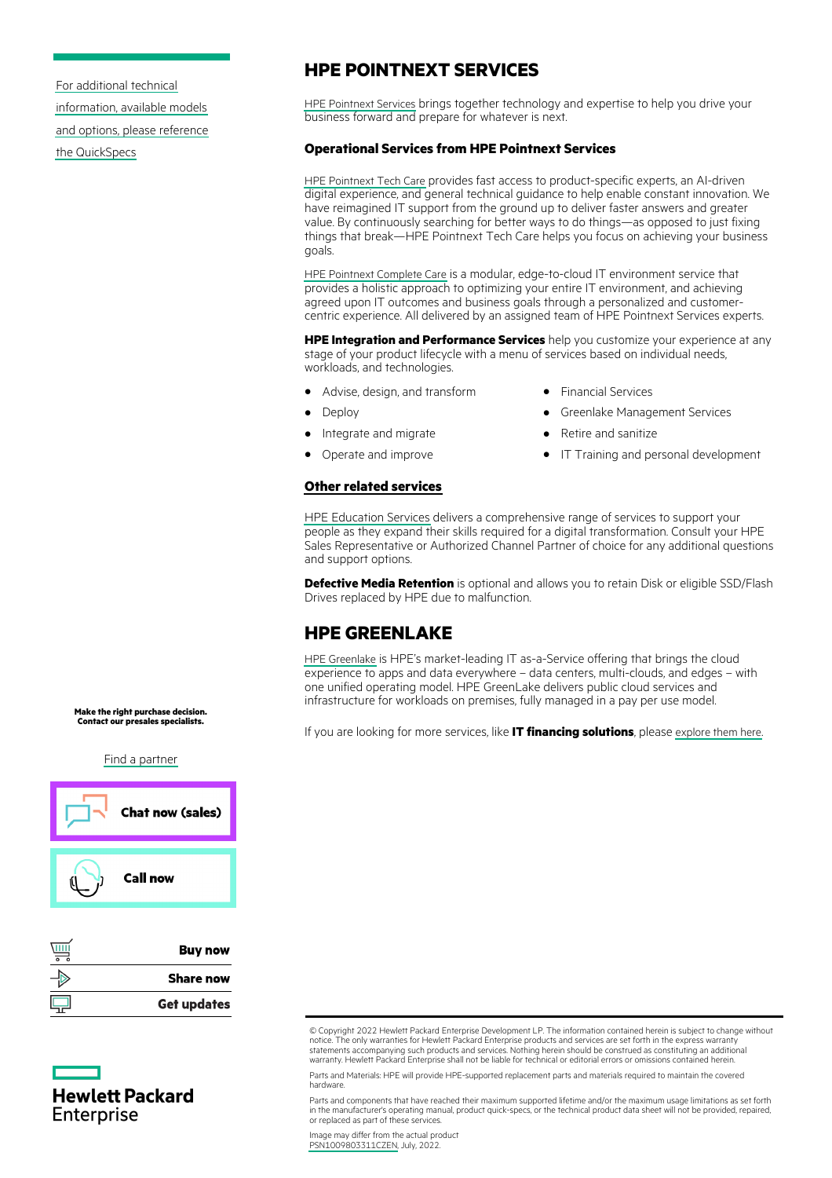For additional technical information, available models and options, please reference the QuickSpecs

# HPE POINTNEXT SERVICES

HPE Pointnext Services brings together technology and expertise to help you drive your business forward and prepare for whatever is next.

### Operational Services from HPE Pointnext Services

HPE Pointnext Tech Care provides fast access to product-specific experts, an AI-driven digital experience, and general technical guidance to help enable constant innovation. We have reimagined IT support from the ground up to deliver faster answers and greater value. By continuously searching for better ways to do things—as opposed to just fixing things that break—HPE Pointnext Tech Care helps you focus on achieving your business goals.

HPE Pointnext Complete Care is a modular, edge-to-cloud IT environment service that provides a holistic approach to optimizing your entire IT environment, and achieving agreed upon IT outcomes and business goals through a personalized and customer-centric experience. All delivered by an assigned team of HPE Pointnext Services experts.

**HPE Integration and Performance Services** help you customize your experience at any stage of your product lifecycle with a menu of services based on individual needs, workloads, and technologies.

- Advise, design, and transform
- Deploy
- Integrate and migrate
- Operate and improve
- Financial Services
- Greenlake Management Services
- Retire and sanitize
- IT Training and personal development

### Other related services

HPE Education Services delivers a comprehensive range of services to support your people as they expand their skills required for a digital transformation. Consult your HPE Sales Representative or Authorized Channel Partner of choice for any additional questions and support options.

**Defective Media Retention** is optional and allows you to retain Disk or eligible SSD/Flash Drives replaced by HPE due to malfunction.

# HPE GREENLAKE

HPE Greenlake is HPE's market-leading IT as-a-Service offering that brings the cloud experience to apps and data everywhere – data centers, multi-clouds, and edges – with one unified operating model. HPE GreenLake delivers public cloud services and infrastructure for workloads on premises, fully managed in a pay per use model.

If you are looking for more services, like **IT financing solutions**, please explore them here.

**Make the right purchase decision. Contact our presales specialists.**

Find a partner

Chat now (sales)

Call now

Buy now

Share now

Get updates

Hewlett Packard Enterprise

© Copyright 2022 Hewlett Packard Enterprise Development LP. The information contained herein is subject to change without notice. The only warranties for Hewlett Packard Enterprise products and services are set forth in the express warranty statements accompanying such products and services. Nothing herein should be construed as constituting an additional warranty. Hewlett Packard Enterprise shall not be liable for technical or editorial errors or omissions contained herein.

Parts and Materials: HPE will provide HPE-supported replacement parts and materials required to maintain the covered hardware.

Parts and components that have reached their maximum supported lifetime and/or the maximum usage limitations as set forth in the manufacturer's operating manual, product quick-specs, or the technical product data sheet will not be provided, repaired, or replaced as part of these services.

Image may differ from the actual product

PSN1009803311CZEN, July, 2022.